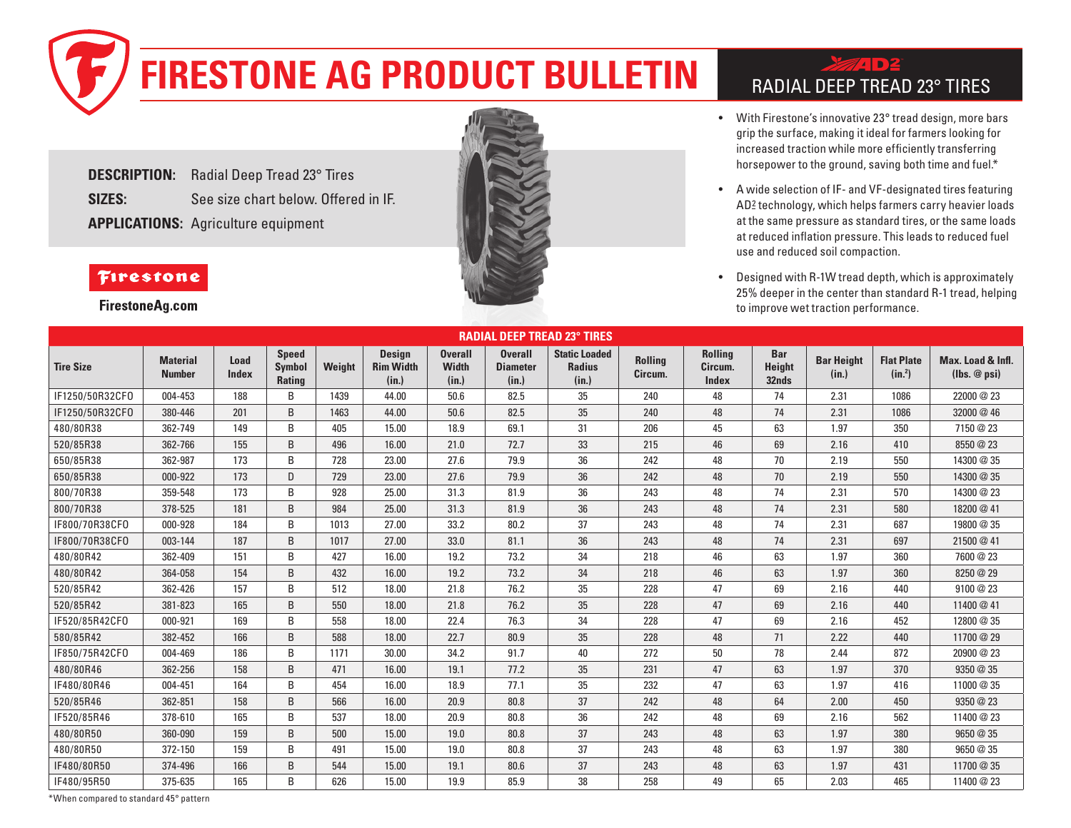# FIRESTONE AG PRODUCT BULLETIN

## AD2 RADIAL DEEP TREAD 23° TIRES

**DESCRIPTION:** Radial Deep Tread 23° Tires

**SIZES:** See size chart below. Offered in IF.

**APPLICATIONS:** Agriculture equipment

Firestone

**FirestoneAg.com**

- With Firestone's innovative 23° tread design, more bars grip the surface, making it ideal for farmers looking for increased traction while more efficiently transferring horsepower to the ground, saving both time and fuel.*
- A wide selection of IF- and VF-designated tires featuring AD2 technology, which helps farmers carry heavier loads at the same pressure as standard tires, or the same loads at reduced inflation pressure. This leads to reduced fuel use and reduced soil compaction.
- Designed with R-1W tread depth, which is approximately 25% deeper in the center than standard R-1 tread, helping to improve wet traction performance.

**RADIAL DEEP TREAD 23° TIRES**

| Tire Size | Material Number | Load Index | Speed Symbol Rating | Weight | Design Rim Width (in.) | Overall Width (in.) | Overall Diameter (in.) | Static Loaded Radius (in.) | Rolling Circum. | Rolling Circum. Index | Bar Height 32nds | Bar Height (in.) | Flat Plate (in.$^2$) | Max. Load & Infl. (lbs. @ psi) |
|---|---|---|---|---|---|---|---|---|---|---|---|---|---|---|
| IF1250/50R32CFO | 004-453 | 188 | B | 1439 | 44.00 | 50.6 | 82.5 | 35 | 240 | 48 | 74 | 2.31 | 1086 | 22000 @ 23 |
| IF1250/50R32CFO | 380-446 | 201 | B | 1463 | 44.00 | 50.6 | 82.5 | 35 | 240 | 48 | 74 | 2.31 | 1086 | 32000 @ 46 |
| 480/80R38 | 362-749 | 149 | B | 405 | 15.00 | 18.9 | 69.1 | 31 | 206 | 45 | 63 | 1.97 | 350 | 7150 @ 23 |
| 520/85R38 | 362-766 | 155 | B | 496 | 16.00 | 21.0 | 72.7 | 33 | 215 | 46 | 69 | 2.16 | 410 | 8550 @ 23 |
| 650/85R38 | 362-987 | 173 | B | 728 | 23.00 | 27.6 | 79.9 | 36 | 242 | 48 | 70 | 2.19 | 550 | 14300 @ 35 |
| 650/85R38 | 000-922 | 173 | D | 729 | 23.00 | 27.6 | 79.9 | 36 | 242 | 48 | 70 | 2.19 | 550 | 14300 @ 35 |
| 800/70R38 | 359-548 | 173 | B | 928 | 25.00 | 31.3 | 81.9 | 36 | 243 | 48 | 74 | 2.31 | 570 | 14300 @ 23 |
| 800/70R38 | 378-525 | 181 | B | 984 | 25.00 | 31.3 | 81.9 | 36 | 243 | 48 | 74 | 2.31 | 580 | 18200 @ 41 |
| IF800/70R38CFO | 000-928 | 184 | B | 1013 | 27.00 | 33.2 | 80.2 | 37 | 243 | 48 | 74 | 2.31 | 687 | 19800 @ 35 |
| IF800/70R38CFO | 003-144 | 187 | B | 1017 | 27.00 | 33.0 | 81.1 | 36 | 243 | 48 | 74 | 2.31 | 697 | 21500 @ 41 |
| 480/80R42 | 362-409 | 151 | B | 427 | 16.00 | 19.2 | 73.2 | 34 | 218 | 46 | 63 | 1.97 | 360 | 7600 @ 23 |
| 480/80R42 | 364-058 | 154 | B | 432 | 16.00 | 19.2 | 73.2 | 34 | 218 | 46 | 63 | 1.97 | 360 | 8250 @ 29 |
| 520/85R42 | 362-426 | 157 | B | 512 | 18.00 | 21.8 | 76.2 | 35 | 228 | 47 | 69 | 2.16 | 440 | 9100 @ 23 |
| 520/85R42 | 381-823 | 165 | B | 550 | 18.00 | 21.8 | 76.2 | 35 | 228 | 47 | 69 | 2.16 | 440 | 11400 @ 41 |
| IF520/85R42CFO | 000-921 | 169 | B | 558 | 18.00 | 22.4 | 76.3 | 34 | 228 | 47 | 69 | 2.16 | 452 | 12800 @ 35 |
| 580/85R42 | 382-452 | 166 | B | 588 | 18.00 | 22.7 | 80.9 | 35 | 228 | 48 | 71 | 2.22 | 440 | 11700 @ 29 |
| IF850/75R42CFO | 004-469 | 186 | B | 1171 | 30.00 | 34.2 | 91.7 | 40 | 272 | 50 | 78 | 2.44 | 872 | 20900 @ 23 |
| 480/80R46 | 362-256 | 158 | B | 471 | 16.00 | 19.1 | 77.2 | 35 | 231 | 47 | 63 | 1.97 | 370 | 9350 @ 35 |
| IF480/80R46 | 004-451 | 164 | B | 454 | 16.00 | 18.9 | 77.1 | 35 | 232 | 47 | 63 | 1.97 | 416 | 11000 @ 35 |
| 520/85R46 | 362-851 | 158 | B | 566 | 16.00 | 20.9 | 80.8 | 37 | 242 | 48 | 64 | 2.00 | 450 | 9350 @ 23 |
| IF520/85R46 | 378-610 | 165 | B | 537 | 18.00 | 20.9 | 80.8 | 36 | 242 | 48 | 69 | 2.16 | 562 | 11400 @ 23 |
| 480/80R50 | 360-090 | 159 | B | 500 | 15.00 | 19.0 | 80.8 | 37 | 243 | 48 | 63 | 1.97 | 380 | 9650 @ 35 |
| 480/80R50 | 372-150 | 159 | B | 491 | 15.00 | 19.0 | 80.8 | 37 | 243 | 48 | 63 | 1.97 | 380 | 9650 @ 35 |
| IF480/80R50 | 374-496 | 166 | B | 544 | 15.00 | 19.1 | 80.6 | 37 | 243 | 48 | 63 | 1.97 | 431 | 11700 @ 35 |
| IF480/95R50 | 375-635 | 165 | B | 626 | 15.00 | 19.9 | 85.9 | 38 | 258 | 49 | 65 | 2.03 | 465 | 11400 @ 23 |

*When compared to standard 45° pattern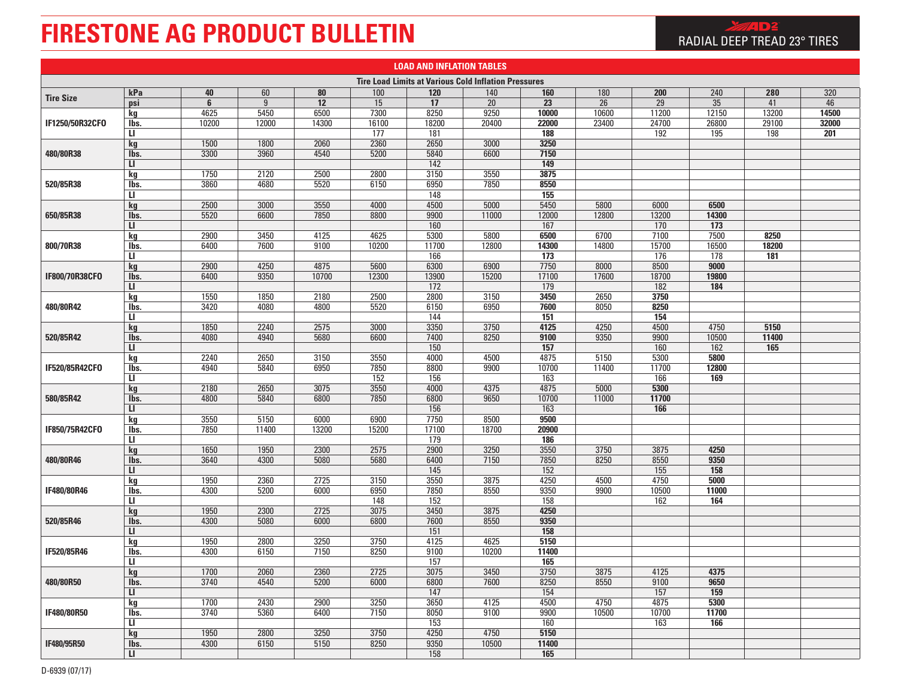# FIRESTONE AG PRODUCT BULLETIN

RADIAL DEEP TREAD 23° TIRES

## LOAD AND INFLATION TABLES

Tire Load Limits at Various Cold Inflation Pressures

| Tire Size | kPa | 40 | 60 | 80 | 100 | 120 | 140 | 160 | 180 | 200 | 240 | 280 | 320 |
|---|---|---|---|---|---|---|---|---|---|---|---|---|---|
| | psi | 6 | 9 | 12 | 15 | 17 | 20 | 23 | 26 | 29 | 35 | 41 | 46 |
| IF1250/50R32CFO | kg | 4625 | 5450 | 6500 | 7300 | 8250 | 9250 | 10000 | 10600 | 11200 | 12150 | 13200 | 14500 |
| | lbs. | 10200 | 12000 | 14300 | 16100 | 18200 | 20400 | 22000 | 23400 | 24700 | 26800 | 29100 | 32000 |
| | LI | | | | 177 | 181 | | 188 | | 192 | 195 | 198 | 201 |
| 480/80R38 | kg | 1500 | 1800 | 2060 | 2360 | 2650 | 3000 | 3250 | | | | | |
| | lbs. | 3300 | 3960 | 4540 | 5200 | 5840 | 6600 | 7150 | | | | | |
| | LI | | | | | 142 | | 149 | | | | | |
| 520/85R38 | kg | 1750 | 2120 | 2500 | 2800 | 3150 | 3550 | 3875 | | | | | |
| | lbs. | 3860 | 4680 | 5520 | 6150 | 6950 | 7850 | 8550 | | | | | |
| | LI | | | | | 148 | | 155 | | | | | |
| 650/85R38 | kg | 2500 | 3000 | 3550 | 4000 | 4500 | 5000 | 5450 | 5800 | 6000 | 6500 | | |
| | lbs. | 5520 | 6600 | 7850 | 8800 | 9900 | 11000 | 12000 | 12800 | 13200 | 14300 | | |
| | LI | | | | | 160 | | 167 | | 170 | 173 | | |
| 800/70R38 | kg | 2900 | 3450 | 4125 | 4625 | 5300 | 5800 | 6500 | 6700 | 7100 | 7500 | 8250 | |
| | lbs. | 6400 | 7600 | 9100 | 10200 | 11700 | 12800 | 14300 | 14800 | 15700 | 16500 | 18200 | |
| | LI | | | | | 166 | | 173 | | 176 | 178 | 181 | |
| IF800/70R38CFO | kg | 2900 | 4250 | 4875 | 5600 | 6300 | 6900 | 7750 | 8000 | 8500 | 9000 | | |
| | lbs. | 6400 | 9350 | 10700 | 12300 | 13900 | 15200 | 17100 | 17600 | 18700 | 19800 | | |
| | LI | | | | | 172 | | 179 | | 182 | 184 | | |
| 480/80R42 | kg | 1550 | 1850 | 2180 | 2500 | 2800 | 3150 | 3450 | 2650 | 3750 | | | |
| | lbs. | 3420 | 4080 | 4800 | 5520 | 6150 | 6950 | 7600 | 8050 | 8250 | | | |
| | LI | | | | | 144 | | 151 | | 154 | | | |
| 520/85R42 | kg | 1850 | 2240 | 2575 | 3000 | 3350 | 3750 | 4125 | 4250 | 4500 | 4750 | 5150 | |
| | lbs. | 4080 | 4940 | 5680 | 6600 | 7400 | 8250 | 9100 | 9350 | 9900 | 10500 | 11400 | |
| | LI | | | | | 150 | | 157 | | 160 | 162 | 165 | |
| IF520/85R42CFO | kg | 2240 | 2650 | 3150 | 3550 | 4000 | 4500 | 4875 | 5150 | 5300 | 5800 | | |
| | lbs. | 4940 | 5840 | 6950 | 7850 | 8800 | 9900 | 10700 | 11400 | 11700 | 12800 | | |
| | LI | | | | 152 | 156 | | 163 | | 166 | 169 | | |
| 580/85R42 | kg | 2180 | 2650 | 3075 | 3550 | 4000 | 4375 | 4875 | 5000 | 5300 | | | |
| | lbs. | 4800 | 5840 | 6800 | 7850 | 6800 | 9650 | 10700 | 11000 | 11700 | | | |
| | LI | | | | | 156 | | 163 | | 166 | | | |
| IF850/75R42CFO | kg | 3550 | 5150 | 6000 | 6900 | 7750 | 8500 | 9500 | | | | | |
| | lbs. | 7850 | 11400 | 13200 | 15200 | 17100 | 18700 | 20900 | | | | | |
| | LI | | | | | 179 | | 186 | | | | | |
| 480/80R46 | kg | 1650 | 1950 | 2300 | 2575 | 2900 | 3250 | 3550 | 3750 | 3875 | 4250 | | |
| | lbs. | 3640 | 4300 | 5080 | 5680 | 6400 | 7150 | 7850 | 8250 | 8550 | 9350 | | |
| | LI | | | | | 145 | | 152 | | 155 | 158 | | |
| IF480/80R46 | kg | 1950 | 2360 | 2725 | 3150 | 3550 | 3875 | 4250 | 4500 | 4750 | 5000 | | |
| | lbs. | 4300 | 5200 | 6000 | 6950 | 7850 | 8550 | 9350 | 9900 | 10500 | 11000 | | |
| | LI | | | | 148 | 152 | | 158 | | 162 | 164 | | |
| 520/85R46 | kg | 1950 | 2300 | 2725 | 3075 | 3450 | 3875 | 4250 | | | | | |
| | lbs. | 4300 | 5080 | 6000 | 6800 | 7600 | 8550 | 9350 | | | | | |
| | LI | | | | | 151 | | 158 | | | | | |
| IF520/85R46 | kg | 1950 | 2800 | 3250 | 3750 | 4125 | 4625 | 5150 | | | | | |
| | lbs. | 4300 | 6150 | 7150 | 8250 | 9100 | 10200 | 11400 | | | | | |
| | LI | | | | | 157 | | 165 | | | | | |
| 480/80R50 | kg | 1700 | 2060 | 2360 | 2725 | 3075 | 3450 | 3750 | 3875 | 4125 | 4375 | | |
| | lbs. | 3740 | 4540 | 5200 | 6000 | 6800 | 7600 | 8250 | 8550 | 9100 | 9650 | | |
| | LI | | | | | 147 | | 154 | | 157 | 159 | | |
| IF480/80R50 | kg | 1700 | 2430 | 2900 | 3250 | 3650 | 4125 | 4500 | 4750 | 4875 | 5300 | | |
| | lbs. | 3740 | 5360 | 6400 | 7150 | 8050 | 9100 | 9900 | 10500 | 10700 | 11700 | | |
| | LI | | | | | 153 | | 160 | | 163 | 166 | | |
| IF480/95R50 | kg | 1950 | 2800 | 3250 | 3750 | 4250 | 4750 | 5150 | | | | | |
| | lbs. | 4300 | 6150 | 5150 | 8250 | 9350 | 10500 | 11400 | | | | | |
| | LI | | | | | 158 | | 165 | | | | | |

D-6939 (07/17)